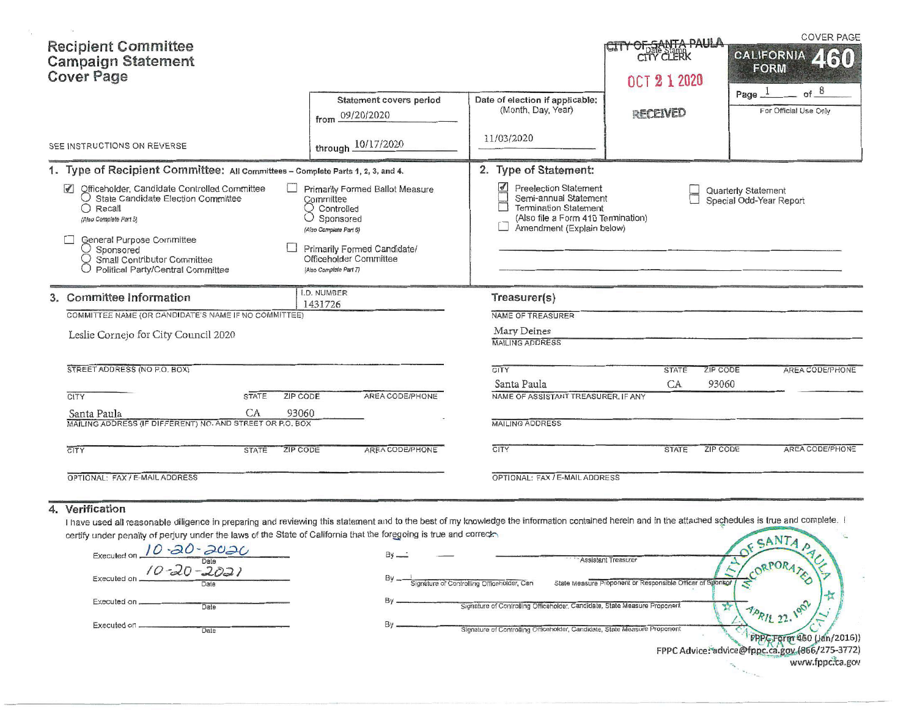# Recipient Committee Campaign Statement Cover Page

SEE INSTRUCTIONS ON REVERSE

CITY OF SANTA PAULA CITY CLERK
Date Stamp
OCT 2 1 2020
RECEIVED

COVER PAGE

**CALIFORNIA FORM 460**

Page 1 of 8

For Official Use Only

| Statement covers period | Date of election if applicable: (Month, Day, Year) |
|---|---|
| from 09/20/2020 | 11/03/2020 |
| through 10/17/2020 | |

## 1. Type of Recipient Committee: All Committees – Complete Parts 1, 2, 3, and 4.

- [x] Officeholder, Candidate Controlled Committee
  - ○ State Candidate Election Committee
  - ○ Recall *(Also Complete Part 5)*
- [ ] General Purpose Committee
  - ○ Sponsored
  - ○ Small Contributor Committee
  - ○ Political Party/Central Committee
- [ ] Primarily Formed Ballot Measure Committee
  - ○ Controlled
  - ○ Sponsored *(Also Complete Part 6)*
- [ ] Primarily Formed Candidate/Officeholder Committee *(Also Complete Part 7)*

## 2. Type of Statement:

- [x] Preelection Statement
- [ ] Semi-annual Statement
- [ ] Termination Statement (Also file a Form 410 Termination)
- [ ] Amendment (Explain below)
- [ ] Quarterly Statement
- [ ] Special Odd-Year Report

## 3. Committee Information

I.D. NUMBER: 1431726

COMMITTEE NAME (OR CANDIDATE'S NAME IF NO COMMITTEE): Leslie Cornejo for City Council 2020

STREET ADDRESS (NO P.O. BOX):

| CITY | STATE | ZIP CODE | AREA CODE/PHONE |
|---|---|---|---|
| Santa Paula | CA | 93060 | |

MAILING ADDRESS (IF DIFFERENT) NO. AND STREET OR P.O. BOX:

| CITY | STATE | ZIP CODE | AREA CODE/PHONE |
|---|---|---|---|
| | | | |

OPTIONAL: FAX / E-MAIL ADDRESS:

### Treasurer(s)

NAME OF TREASURER: Mary Deines

MAILING ADDRESS:

| CITY | STATE | ZIP CODE | AREA CODE/PHONE |
|---|---|---|---|
| Santa Paula | CA | 93060 | |

NAME OF ASSISTANT TREASURER, IF ANY:

MAILING ADDRESS:

| CITY | STATE | ZIP CODE | AREA CODE/PHONE |
|---|---|---|---|
| | | | |

OPTIONAL: FAX / E-MAIL ADDRESS:

## 4. Verification

I have used all reasonable diligence in preparing and reviewing this statement and to the best of my knowledge the information contained herein and in the attached schedules is true and complete. I certify under penalty of perjury under the laws of the State of California that the foregoing is true and correct.

Executed on 10-20-2020 Date By ______ Signature of Treasurer or Assistant Treasurer

Executed on 10-20-2021 Date By ______ Signature of Controlling Officeholder, Candidate, State Measure Proponent or Responsible Officer of Sponsor

Executed on ______ Date By ______ Signature of Controlling Officeholder, Candidate, State Measure Proponent

Executed on ______ Date By ______ Signature of Controlling Officeholder, Candidate, State Measure Proponent

CITY OF SANTA PAULA INCORPORATED APRIL 22, 1902 VENTURA CAL.

FPPC Form 460 (Jan/2016))
FPPC Advice: advice@fppc.ca.gov (866/275-3772)
www.fppc.ca.gov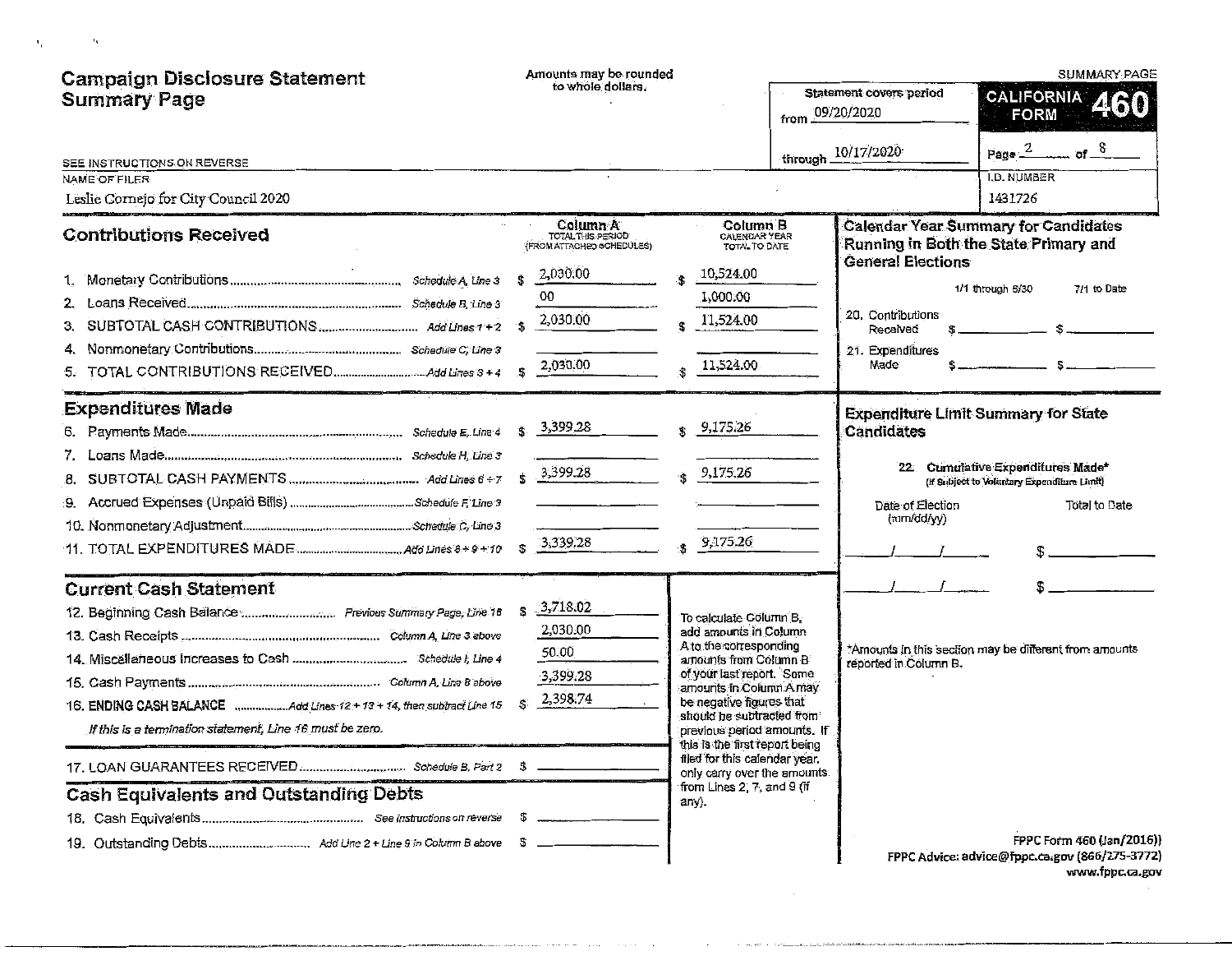# Campaign Disclosure Statement Summary Page

Amounts may be rounded to whole dollars.

SEE INSTRUCTIONS ON REVERSE

Statement covers period from 09/20/2020 through 10/17/2020

**CALIFORNIA FORM 460** — SUMMARY PAGE

Page 2 of 8

NAME OF FILER: Leslie Cornejo for City Council 2020

I.D. NUMBER: 1431726

## Contributions Received

| | | Column A TOTAL THIS PERIOD (FROM ATTACHED SCHEDULES) | Column B CALENDAR YEAR TOTAL TO DATE |
|---|---|---|---|
| 1. Monetary Contributions | Schedule A, Line 3 | $ 2,030.00 | $ 10,524.00 |
| 2. Loans Received | Schedule B, Line 3 | 00 | 1,000.00 |
| 3. SUBTOTAL CASH CONTRIBUTIONS | Add Lines 1 + 2 | $ 2,030.00 | $ 11,524.00 |
| 4. Nonmonetary Contributions | Schedule C, Line 3 | | |
| 5. TOTAL CONTRIBUTIONS RECEIVED | Add Lines 3 + 4 | $ 2,030.00 | $ 11,524.00 |

## Expenditures Made

| | | Column A | Column B |
|---|---|---|---|
| 6. Payments Made | Schedule E, Line 4 | $ 3,399.28 | $ 9,175.26 |
| 7. Loans Made | Schedule H, Line 3 | | |
| 8. SUBTOTAL CASH PAYMENTS | Add Lines 6 + 7 | $ 3,399.28 | $ 9,175.26 |
| 9. Accrued Expenses (Unpaid Bills) | Schedule F, Line 3 | | |
| 10. Nonmonetary Adjustment | Schedule C, Line 3 | | |
| 11. TOTAL EXPENDITURES MADE | Add Lines 8 + 9 + 10 | $ 3,339.28 | $ 9,175.26 |

## Current Cash Statement

| | | |
|---|---|---|
| 12. Beginning Cash Balance | Previous Summary Page, Line 16 | $ 3,718.02 |
| 13. Cash Receipts | Column A, Line 3 above | 2,030.00 |
| 14. Miscellaneous Increases to Cash | Schedule I, Line 4 | 50.00 |
| 15. Cash Payments | Column A, Line 8 above | 3,399.28 |
| 16. ENDING CASH BALANCE | Add Lines 12 + 13 + 14, then subtract Line 15 | $ 2,398.74 |

*If this is a termination statement, Line 16 must be zero.*

| | | |
|---|---|---|
| 17. LOAN GUARANTEES RECEIVED | Schedule B, Part 2 | $ |

To calculate Column B, add amounts in Column A to the corresponding amounts from Column B of your last report. Some amounts in Column A may be negative figures that should be subtracted from previous period amounts. If this is the first report being filed for this calendar year, only carry over the amounts from Lines 2, 7, and 9 (if any).

## Cash Equivalents and Outstanding Debts

| | | |
|---|---|---|
| 18. Cash Equivalents | See instructions on reverse | $ |
| 19. Outstanding Debts | Add Line 2 + Line 9 in Column B above | $ |

## Calendar Year Summary for Candidates Running in Both the State Primary and General Elections

| | 1/1 through 6/30 | 7/1 to Date |
|---|---|---|
| 20. Contributions Received | $ | $ |
| 21. Expenditures Made | $ | $ |

## Expenditure Limit Summary for State Candidates

22. Cumulative Expenditures Made* (If Subject to Voluntary Expenditure Limit)

| Date of Election (mm/dd/yy) | Total to Date |
|---|---|
| / / | $ |
| / / | $ |

*Amounts in this section may be different from amounts reported in Column B.

FPPC Form 460 (Jan/2016))
FPPC Advice: advice@fppc.ca.gov (866/275-3772)
www.fppc.ca.gov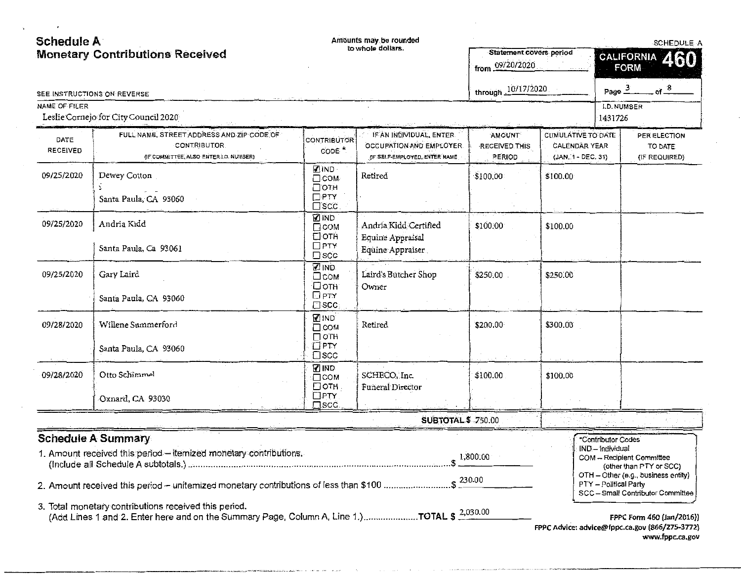# Schedule A
## Monetary Contributions Received

Amounts may be rounded to whole dollars.

SCHEDULE A

**CALIFORNIA FORM 460**

Statement covers period
from 09/20/2020
through 10/17/2020

Page 3 of 8

SEE INSTRUCTIONS ON REVERSE

NAME OF FILER
Leslie Cornejo for City Council 2020

I.D. NUMBER
1431726

| DATE RECEIVED | FULL NAME, STREET ADDRESS AND ZIP CODE OF CONTRIBUTOR (IF COMMITTEE, ALSO ENTER I.D. NUMBER) | CONTRIBUTOR CODE * | IF AN INDIVIDUAL, ENTER OCCUPATION AND EMPLOYER (IF SELF-EMPLOYED, ENTER NAME OF BUSINESS) | AMOUNT RECEIVED THIS PERIOD | CUMULATIVE TO DATE CALENDAR YEAR (JAN. 1 - DEC. 31) | PER ELECTION TO DATE (IF REQUIRED) |
|---|---|---|---|---|---|---|
| 09/25/2020 | Dewey Cotton<br>Santa Paula, CA 93060 | ☑ IND ☐ COM ☐ OTH ☐ PTY ☐ SCC | Retired | $100.00 | $100.00 | |
| 09/25/2020 | Andria Kidd<br>Santa Paula, Ca 93061 | ☑ IND ☐ COM ☐ OTH ☐ PTY ☐ SCC | Andria Kidd Certified Equine Appraisal<br>Equine Appraiser | $100.00 | $100.00 | |
| 09/25/2020 | Gary Laird<br>Santa Paula, CA 93060 | ☑ IND ☐ COM ☐ OTH ☐ PTY ☐ SCC | Laird's Butcher Shop<br>Owner | $250.00 | $250.00 | |
| 09/28/2020 | Willene Summerford<br>Santa Paula, CA 93060 | ☑ IND ☐ COM ☐ OTH ☐ PTY ☐ SCC | Retired | $200.00 | $300.00 | |
| 09/28/2020 | Otto Schimmel<br>Oxnard, CA 93030 | ☑ IND ☐ COM ☐ OTH ☐ PTY ☐ SCC | SCHECO, Inc.<br>Funeral Director | $100.00 | $100.00 | |
| | | | **SUBTOTAL $** | 750.00 | | |

## Schedule A Summary

1. Amount received this period – itemized monetary contributions. (Include all Schedule A subtotals.) ........ $ 1,800.00
2. Amount received this period – unitemized monetary contributions of less than $100 ........ $ 230.00
3. Total monetary contributions received this period. (Add Lines 1 and 2. Enter here and on the Summary Page, Column A, Line 1.) ........ **TOTAL $** 2,030.00

*Contributor Codes
IND – Individual
COM – Recipient Committee (other than PTY or SCC)
OTH – Other (e.g., business entity)
PTY – Political Party
SCC – Small Contributor Committee

FPPC Form 460 (Jan/2016))
FPPC Advice: advice@fppc.ca.gov (866/275-3772)
www.fppc.ca.gov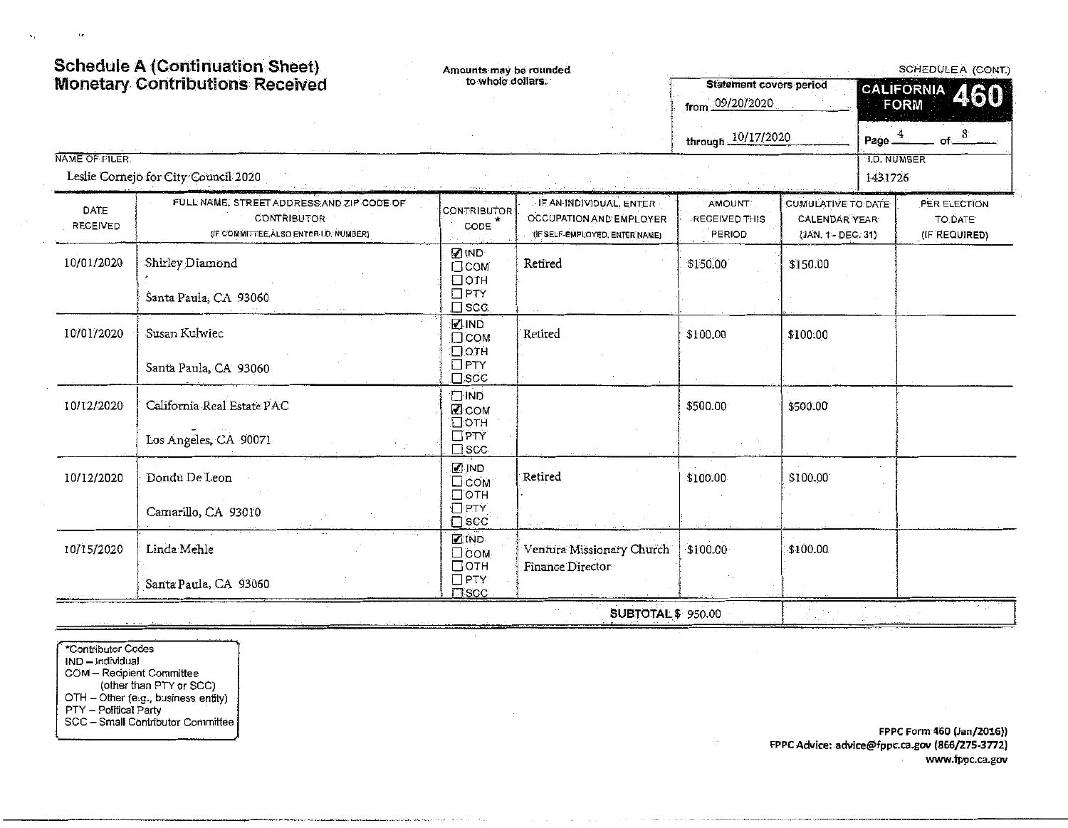# Schedule A (Continuation Sheet)
# Monetary Contributions Received

Amounts may be rounded to whole dollars.

SCHEDULE A (CONT.)

**CALIFORNIA FORM 460**

Statement covers period from 09/20/2020 through 10/17/2020

NAME OF FILER: Leslie Cornejo for City Council 2020

I.D. NUMBER: 1431726

| DATE RECEIVED | FULL NAME, STREET ADDRESS AND ZIP CODE OF CONTRIBUTOR (IF COMMITTEE, ALSO ENTER I.D. NUMBER) | CONTRIBUTOR CODE * | IF AN INDIVIDUAL, ENTER OCCUPATION AND EMPLOYER (IF SELF-EMPLOYED, ENTER NAME) | AMOUNT RECEIVED THIS PERIOD | CUMULATIVE TO DATE CALENDAR YEAR (JAN. 1 - DEC. 31) | PER ELECTION TO DATE (IF REQUIRED) |
|---|---|---|---|---|---|---|
| 10/01/2020 | Shirley Diamond<br>Santa Paula, CA 93060 | ☑ IND ☐ COM ☐ OTH ☐ PTY ☐ SCC | Retired | $150.00 | $150.00 | |
| 10/01/2020 | Susan Kulwiec<br>Santa Paula, CA 93060 | ☑ IND ☐ COM ☐ OTH ☐ PTY ☐ SCC | Retired | $100.00 | $100.00 | |
| 10/12/2020 | California Real Estate PAC<br>Los Angeles, CA 90071 | ☐ IND ☑ COM ☐ OTH ☐ PTY ☐ SCC | | $500.00 | $500.00 | |
| 10/12/2020 | Dondu De Leon<br>Camarillo, CA 93010 | ☑ IND ☐ COM ☐ OTH ☐ PTY ☐ SCC | Retired | $100.00 | $100.00 | |
| 10/15/2020 | Linda Mehle<br>Santa Paula, CA 93060 | ☑ IND ☐ COM ☐ OTH ☐ PTY ☐ SCC | Ventura Missionary Church<br>Finance Director | $100.00 | $100.00 | |
| | | | SUBTOTAL $ | 950.00 | | |

*Contributor Codes
- IND – Individual
- COM – Recipient Committee (other than PTY or SCC)
- OTH – Other (e.g., business entity)
- PTY – Political Party
- SCC – Small Contributor Committee

FPPC Form 460 (Jan/2016))
FPPC Advice: advice@fppc.ca.gov (866/275-3772)
www.fppc.ca.gov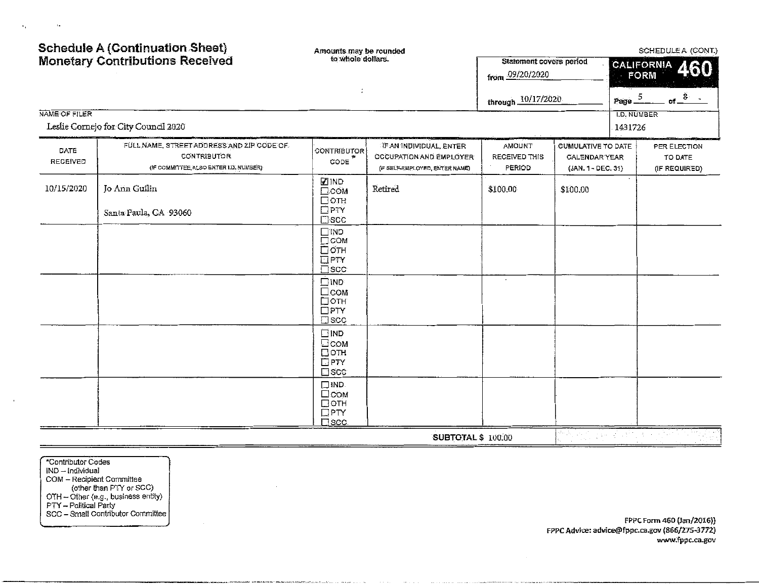# Schedule A (Continuation Sheet)
# Monetary Contributions Received

Amounts may be rounded to whole dollars.

SCHEDULE A (CONT.)

**CALIFORNIA FORM 460**

Statement covers period from 09/20/2020 through 10/17/2020

Page 5 of 8

NAME OF FILER: Leslie Cornejo for City Council 2020

I.D. NUMBER: 1431726

| DATE RECEIVED | FULL NAME, STREET ADDRESS AND ZIP CODE OF CONTRIBUTOR (IF COMMITTEE, ALSO ENTER I.D. NUMBER) | CONTRIBUTOR CODE * | IF AN INDIVIDUAL, ENTER OCCUPATION AND EMPLOYER (IF SELF-EMPLOYED, ENTER NAME) | AMOUNT RECEIVED THIS PERIOD | CUMULATIVE TO DATE CALENDAR YEAR (JAN. 1 - DEC. 31) | PER ELECTION TO DATE (IF REQUIRED) |
|---|---|---|---|---|---|---|
| 10/15/2020 | Jo Ann Guilin<br>Santa Paula, CA 93060 | ☑ IND ☐ COM ☐ OTH ☐ PTY ☐ SCC | Retired | $100.00 | $100.00 | |
| | | ☐ IND ☐ COM ☐ OTH ☐ PTY ☐ SCC | | | | |
| | | ☐ IND ☐ COM ☐ OTH ☐ PTY ☐ SCC | | | | |
| | | ☐ IND ☐ COM ☐ OTH ☐ PTY ☐ SCC | | | | |
| | | ☐ IND ☐ COM ☐ OTH ☐ PTY ☐ SCC | | | | |
| | | | SUBTOTAL $ | 100.00 | | |

*Contributor Codes
IND – Individual
COM – Recipient Committee (other than PTY or SCC)
OTH – Other (e.g., business entity)
PTY – Political Party
SCC – Small Contributor Committee

FPPC Form 460 (Jan/2016))
FPPC Advice: advice@fppc.ca.gov (866/275-3772)
www.fppc.ca.gov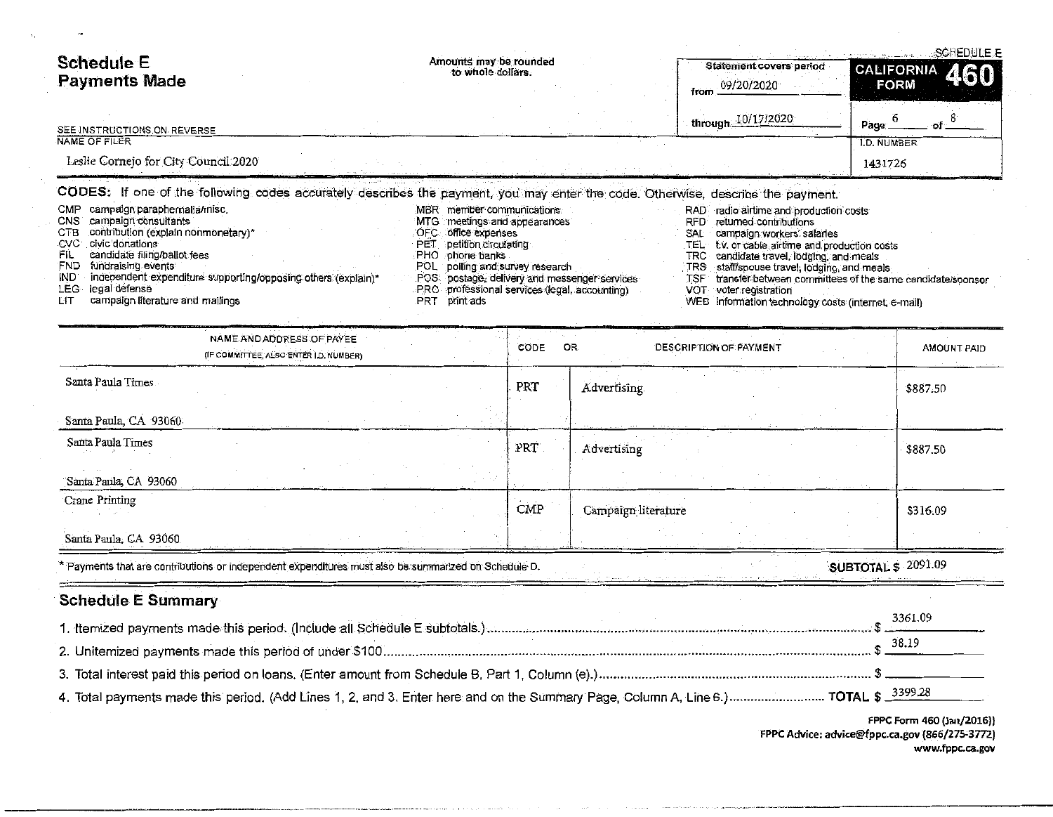# Schedule E
## Payments Made

Amounts may be rounded to whole dollars.

SEE INSTRUCTIONS ON REVERSE

| Statement covers period | |
|---|---|
| from | 09/20/2020 |
| through | 10/17/2020 |

SCHEDULE E

**CALIFORNIA FORM 460**

Page 6 of 8

NAME OF FILER: Leslie Cornejo for City Council 2020

I.D. NUMBER: 1431726

**CODES:** If one of the following codes accurately describes the payment, you may enter the code. Otherwise, describe the payment.

- CMP campaign paraphernalia/misc.
- CNS campaign consultants
- CTB contribution (explain nonmonetary)*
- CVC civic donations
- FIL candidate filing/ballot fees
- FND fundraising events
- IND independent expenditure supporting/opposing others (explain)*
- LEG legal defense
- LIT campaign literature and mailings
- MBR member communications
- MTG meetings and appearances
- OFC office expenses
- PET petition circulating
- PHO phone banks
- POL polling and survey research
- POS postage, delivery and messenger services
- PRO professional services (legal, accounting)
- PRT print ads
- RAD radio airtime and production costs
- RFD returned contributions
- SAL campaign workers' salaries
- TEL t.v. or cable airtime and production costs
- TRC candidate travel, lodging, and meals
- TRS staff/spouse travel, lodging, and meals
- TSF transfer between committees of the same candidate/sponsor
- VOT voter registration
- WEB information technology costs (internet, e-mail)

| NAME AND ADDRESS OF PAYEE (IF COMMITTEE, ALSO ENTER I.D. NUMBER) | CODE | OR DESCRIPTION OF PAYMENT | AMOUNT PAID |
|---|---|---|---|
| Santa Paula Times<br>Santa Paula, CA 93060 | PRT | Advertising | $887.50 |
| Santa Paula Times<br>Santa Paula, CA 93060 | PRT | Advertising | $887.50 |
| Crane Printing<br>Santa Paula, CA 93060 | CMP | Campaign literature | $316.09 |

* Payments that are contributions or independent expenditures must also be summarized on Schedule D.

**SUBTOTAL $** 2091.09

## Schedule E Summary

1. Itemized payments made this period. (Include all Schedule E subtotals.) ........ $ 3361.09
2. Unitemized payments made this period of under $100 ........ $ 38.19
3. Total interest paid this period on loans. (Enter amount from Schedule B, Part 1, Column (e).) ........ $
4. Total payments made this period. (Add Lines 1, 2, and 3. Enter here and on the Summary Page, Column A, Line 6.) ........ **TOTAL $** 3399.28

FPPC Form 460 (Jan/2016))
FPPC Advice: advice@fppc.ca.gov (866/275-3772)
www.fppc.ca.gov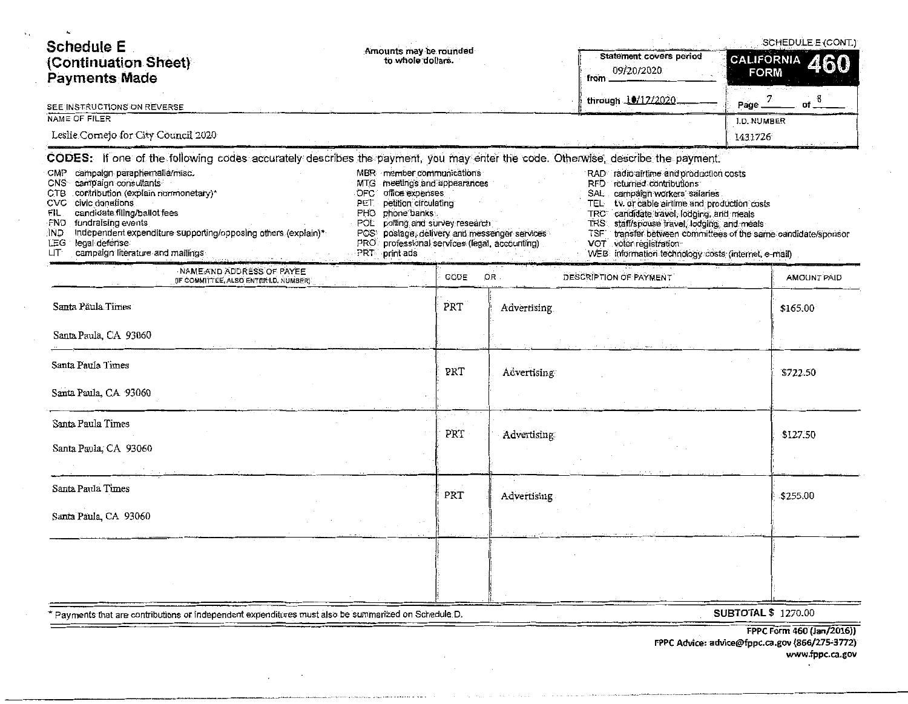# Schedule E (Continuation Sheet) Payments Made

SCHEDULE E (CONT.)

Amounts may be rounded to whole dollars.

Statement covers period from 09/20/2020 through 10/17/2020

**CALIFORNIA FORM 460**

Page 7 of 8

SEE INSTRUCTIONS ON REVERSE

NAME OF FILER: Leslie Cornejo for City Council 2020

I.D. NUMBER: 1431726

**CODES:** If one of the following codes accurately describes the payment, you may enter the code. Otherwise, describe the payment.

- CMP campaign paraphernalia/misc.
- CNS campaign consultants
- CTB contribution (explain nonmonetary)*
- CVC civic donations
- FIL candidate filing/ballot fees
- FND fundraising events
- IND independent expenditure supporting/opposing others (explain)*
- LEG legal defense
- LIT campaign literature and mailings
- MBR member communications
- MTG meetings and appearances
- OFC office expenses
- PET petition circulating
- PHO phone banks
- POL polling and survey research
- POS postage, delivery and messenger services
- PRO professional services (legal, accounting)
- PRT print ads
- RAD radio airtime and production costs
- RFD returned contributions
- SAL campaign workers' salaries
- TEL t.v. or cable airtime and production costs
- TRC candidate travel, lodging, and meals
- TRS staff/spouse travel, lodging, and meals
- TSF transfer between committees of the same candidate/sponsor
- VOT voter registration
- WEB information technology costs (internet, e-mail)

| NAME AND ADDRESS OF PAYEE (IF COMMITTEE, ALSO ENTER I.D. NUMBER) | CODE | OR DESCRIPTION OF PAYMENT | AMOUNT PAID |
|---|---|---|---|
| Santa Paula Times<br>Santa Paula, CA 93060 | PRT | Advertising | $165.00 |
| Santa Paula Times<br>Santa Paula, CA 93060 | PRT | Advertising | $722.50 |
| Santa Paula Times<br>Santa Paula, CA 93060 | PRT | Advertising | $127.50 |
| Santa Paula Times<br>Santa Paula, CA 93060 | PRT | Advertising | $255.00 |
| | | | |

\* Payments that are contributions or independent expenditures must also be summarized on Schedule D.

**SUBTOTAL $** 1270.00

FPPC Form 460 (Jan/2016))
FPPC Advice: advice@fppc.ca.gov (866/275-3772)
www.fppc.ca.gov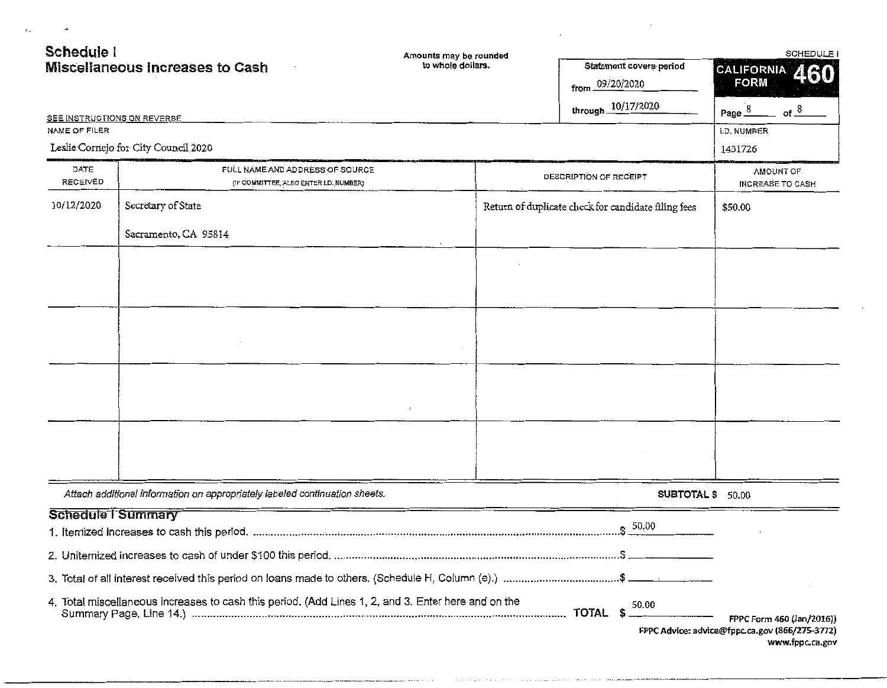# Schedule I
## Miscellaneous Increases to Cash

Amounts may be rounded to whole dollars.

Statement covers period
from 09/20/2020
through 10/17/2020

SCHEDULE I
**CALIFORNIA FORM 460**

SEE INSTRUCTIONS ON REVERSE

NAME OF FILER
Leslie Cornejo for City Council 2020

I.D. NUMBER
1431726

| DATE RECEIVED | FULL NAME AND ADDRESS OF SOURCE (IF COMMITTEE, ALSO ENTER I.D. NUMBER) | DESCRIPTION OF RECEIPT | AMOUNT OF INCREASE TO CASH |
|---|---|---|---|
| 10/12/2020 | Secretary of State<br>Sacramento, CA 95814 | Return of duplicate check for candidate filing fees | $50.00 |
| | | | |
| | | | |
| | | | |
| | | | |

*Attach additional information on appropriately labeled continuation sheets.*

**SUBTOTAL $** 50.00

## Schedule I Summary

1. Itemized increases to cash this period. .................................................. $ 50.00
2. Unitemized increases to cash of under $100 this period. .................................................. $
3. Total of all interest received this period on loans made to others. (Schedule H, Column (e).) .................................................. $
4. Total miscellaneous increases to cash this period. (Add Lines 1, 2, and 3. Enter here and on the Summary Page, Line 14.) .................................................. **TOTAL $** 50.00

FPPC Form 460 (Jan/2016))
FPPC Advice: advice@fppc.ca.gov (866/275-3772)
www.fppc.ca.gov